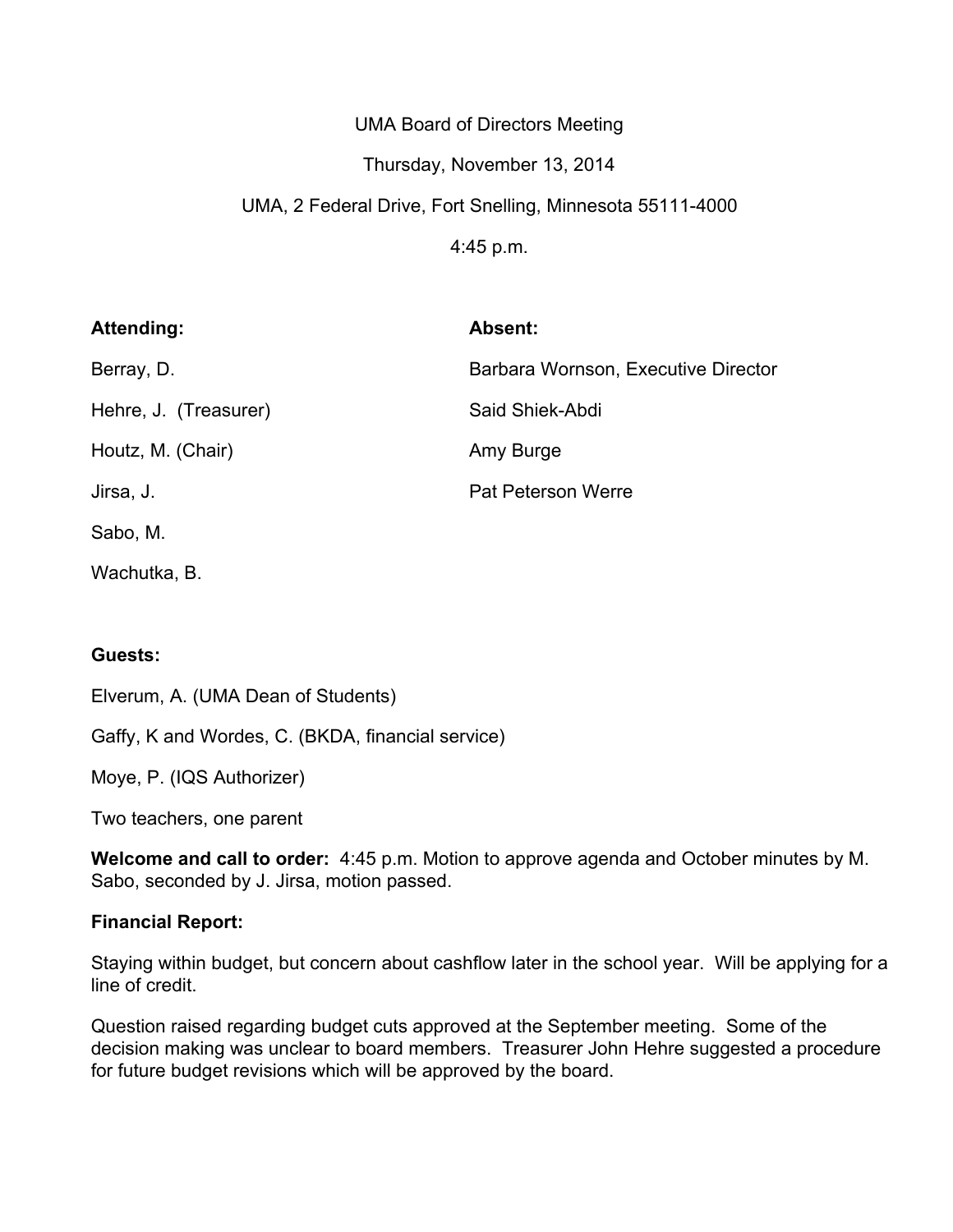UMA Board of Directors Meeting

Thursday, November 13, 2014

UMA, 2 Federal Drive, Fort Snelling, Minnesota 55111-4000

4:45 p.m.

| **Attending:** | **Absent:** |
|---|---|
| Berray, D. | Barbara Wornson, Executive Director |
| Hehre, J. (Treasurer) | Said Shiek-Abdi |
| Houtz, M. (Chair) | Amy Burge |
| Jirsa, J. | Pat Peterson Werre |
| Sabo, M. | |
| Wachutka, B. | |

**Guests:**

Elverum, A. (UMA Dean of Students)

Gaffy, K and Wordes, C. (BKDA, financial service)

Moye, P. (IQS Authorizer)

Two teachers, one parent

**Welcome and call to order:** 4:45 p.m. Motion to approve agenda and October minutes by M. Sabo, seconded by J. Jirsa, motion passed.

**Financial Report:**

Staying within budget, but concern about cashflow later in the school year. Will be applying for a line of credit.

Question raised regarding budget cuts approved at the September meeting. Some of the decision making was unclear to board members. Treasurer John Hehre suggested a procedure for future budget revisions which will be approved by the board.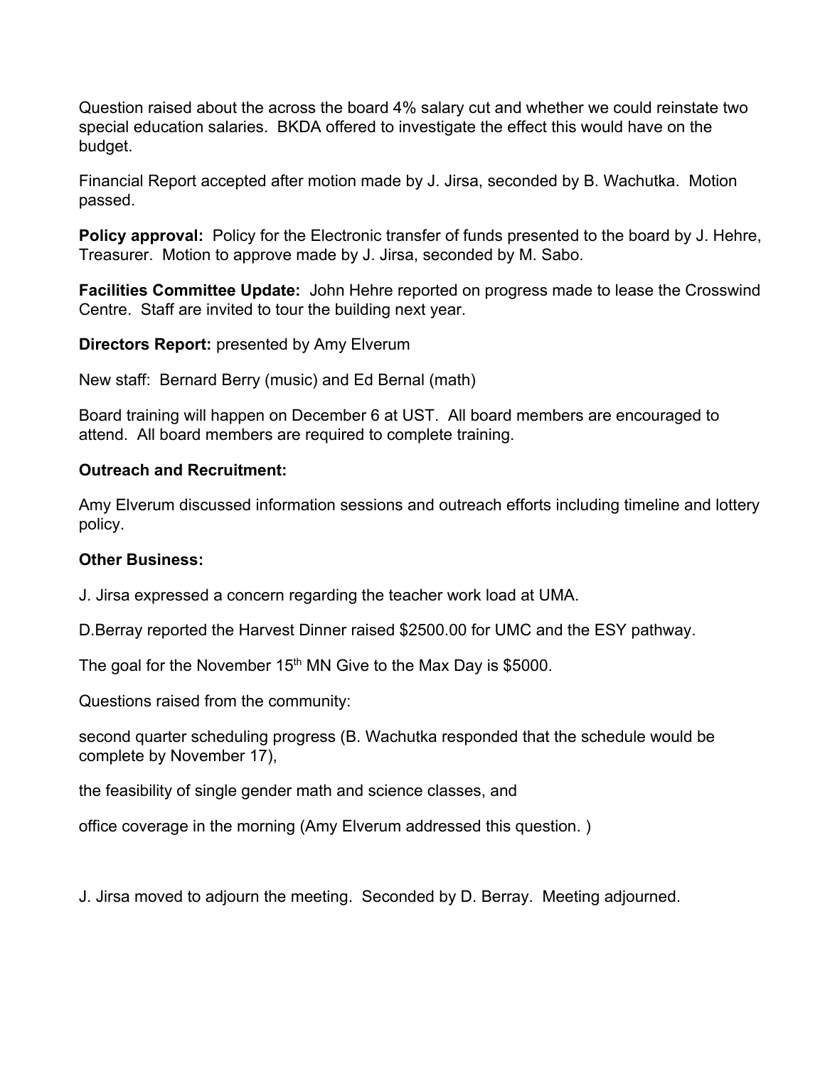Question raised about the across the board 4% salary cut and whether we could reinstate two special education salaries. BKDA offered to investigate the effect this would have on the budget.

Financial Report accepted after motion made by J. Jirsa, seconded by B. Wachutka. Motion passed.

**Policy approval:** Policy for the Electronic transfer of funds presented to the board by J. Hehre, Treasurer. Motion to approve made by J. Jirsa, seconded by M. Sabo.

**Facilities Committee Update:** John Hehre reported on progress made to lease the Crosswind Centre. Staff are invited to tour the building next year.

**Directors Report:** presented by Amy Elverum

New staff: Bernard Berry (music) and Ed Bernal (math)

Board training will happen on December 6 at UST. All board members are encouraged to attend. All board members are required to complete training.

**Outreach and Recruitment:**

Amy Elverum discussed information sessions and outreach efforts including timeline and lottery policy.

**Other Business:**

J. Jirsa expressed a concern regarding the teacher work load at UMA.

D.Berray reported the Harvest Dinner raised $2500.00 for UMC and the ESY pathway.

The goal for the November 15th MN Give to the Max Day is $5000.

Questions raised from the community:

second quarter scheduling progress (B. Wachutka responded that the schedule would be complete by November 17),

the feasibility of single gender math and science classes, and

office coverage in the morning (Amy Elverum addressed this question. )

J. Jirsa moved to adjourn the meeting. Seconded by D. Berray. Meeting adjourned.